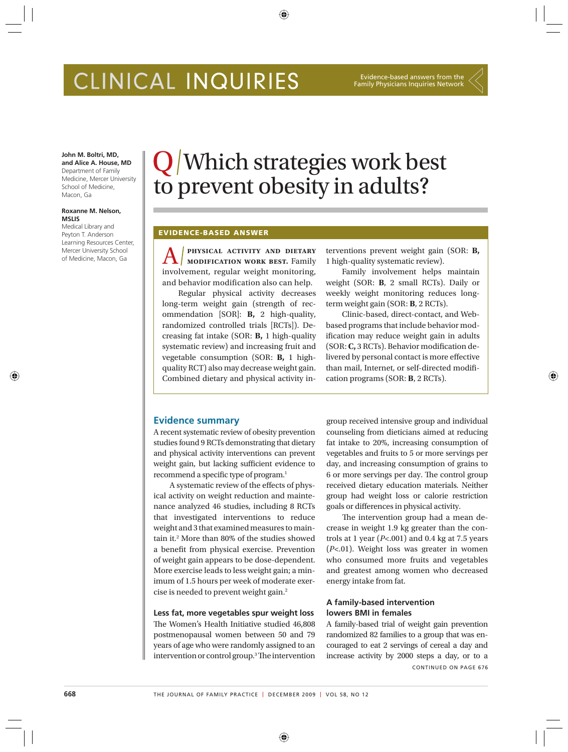# CLINICAL INQUIRIES

Evidence-based answers from the Family Physicians Inquiries Network

**John M. Boltri, MD, and Alice A. House, MD**
Department of Family Medicine, Mercer University School of Medicine, Macon, Ga

**Roxanne M. Nelson, MSLIS**
Medical Library and Peyton T. Anderson Learning Resources Center, Mercer University School of Medicine, Macon, Ga

## Q / Which strategies work best to prevent obesity in adults?

### EVIDENCE-BASED ANSWER

**A / PHYSICAL ACTIVITY AND DIETARY MODIFICATION WORK BEST.** Family involvement, regular weight monitoring, and behavior modification also can help.

Regular physical activity decreases long-term weight gain (strength of recommendation [SOR]: **B,** 2 high-quality, randomized controlled trials [RCTs]). Decreasing fat intake (SOR: **B,** 1 high-quality systematic review) and increasing fruit and vegetable consumption (SOR: **B,** 1 high-quality RCT) also may decrease weight gain. Combined dietary and physical activity interventions prevent weight gain (SOR: **B,** 1 high-quality systematic review).

Family involvement helps maintain weight (SOR: **B**, 2 small RCTs). Daily or weekly weight monitoring reduces long-term weight gain (SOR: **B**, 2 RCTs).

Clinic-based, direct-contact, and Web-based programs that include behavior modification may reduce weight gain in adults (SOR: **C,** 3 RCTs). Behavior modification delivered by personal contact is more effective than mail, Internet, or self-directed modification programs (SOR: **B**, 2 RCTs).

## Evidence summary

A recent systematic review of obesity prevention studies found 9 RCTs demonstrating that dietary and physical activity interventions can prevent weight gain, but lacking sufficient evidence to recommend a specific type of program.[1]

A systematic review of the effects of physical activity on weight reduction and maintenance analyzed 46 studies, including 8 RCTs that investigated interventions to reduce weight and 3 that examined measures to maintain it.[2] More than 80% of the studies showed a benefit from physical exercise. Prevention of weight gain appears to be dose-dependent. More exercise leads to less weight gain; a minimum of 1.5 hours per week of moderate exercise is needed to prevent weight gain.[2]

### Less fat, more vegetables spur weight loss

The Women's Health Initiative studied 46,808 postmenopausal women between 50 and 79 years of age who were randomly assigned to an intervention or control group.[3] The intervention group received intensive group and individual counseling from dieticians aimed at reducing fat intake to 20%, increasing consumption of vegetables and fruits to 5 or more servings per day, and increasing consumption of grains to 6 or more servings per day. The control group received dietary education materials. Neither group had weight loss or calorie restriction goals or differences in physical activity.

The intervention group had a mean decrease in weight 1.9 kg greater than the controls at 1 year ($P<.001$) and 0.4 kg at 7.5 years ($P<.01$). Weight loss was greater in women who consumed more fruits and vegetables and greatest among women who decreased energy intake from fat.

### A family-based intervention lowers BMI in females

A family-based trial of weight gain prevention randomized 82 families to a group that was encouraged to eat 2 servings of cereal a day and increase activity by 2000 steps a day, or to a

CONTINUED ON PAGE 676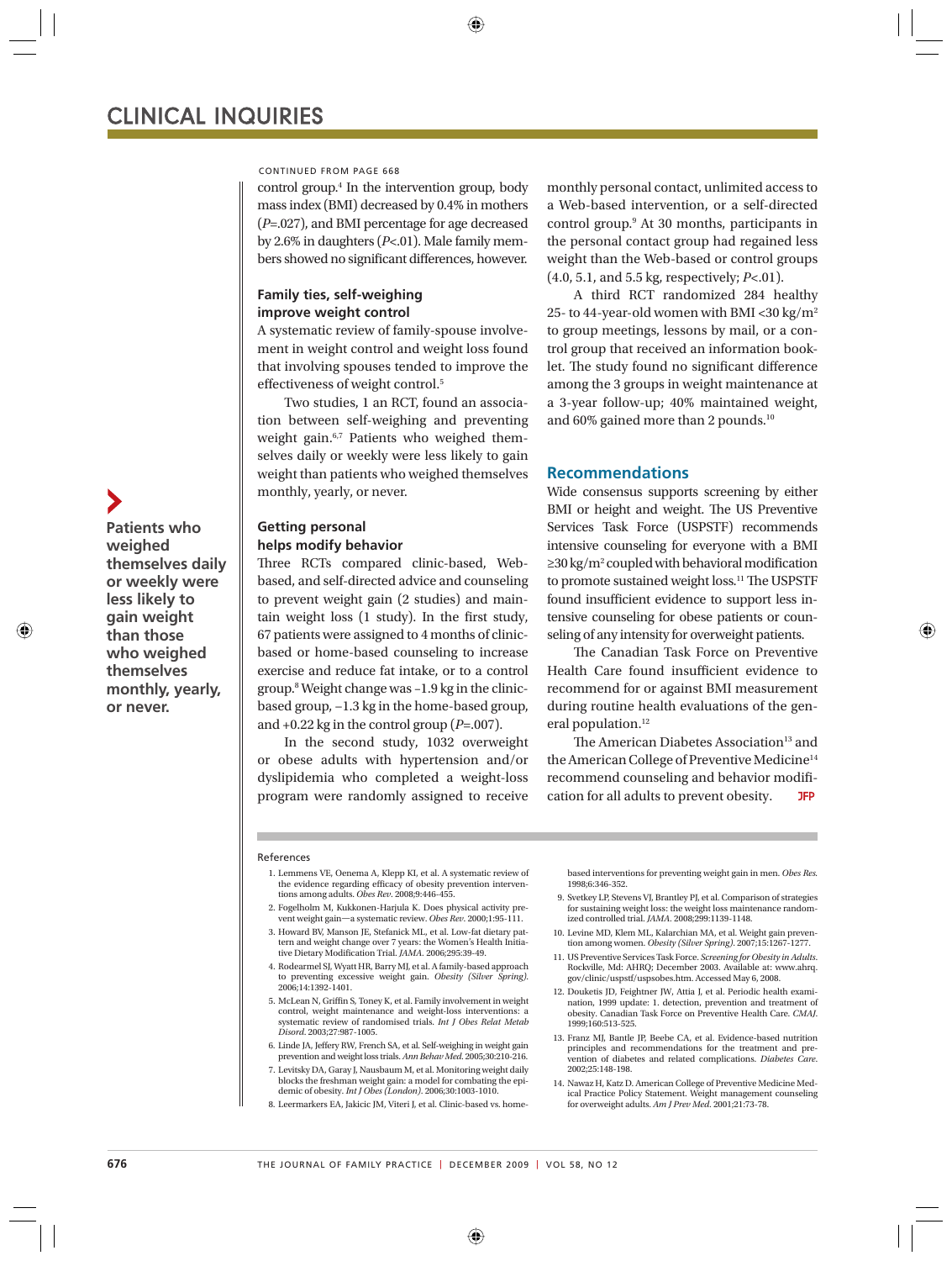CONTINUED FROM PAGE 668

control group.[4] In the intervention group, body mass index (BMI) decreased by 0.4% in mothers ($P$=.027), and BMI percentage for age decreased by 2.6% in daughters ($P$<.01). Male family members showed no significant differences, however.

### Family ties, self-weighing improve weight control

A systematic review of family-spouse involvement in weight control and weight loss found that involving spouses tended to improve the effectiveness of weight control.[5]

Two studies, 1 an RCT, found an association between self-weighing and preventing weight gain.[6,7] Patients who weighed themselves daily or weekly were less likely to gain weight than patients who weighed themselves monthly, yearly, or never.

**Patients who weighed themselves daily or weekly were less likely to gain weight than those who weighed themselves monthly, yearly, or never.**

### Getting personal helps modify behavior

Three RCTs compared clinic-based, Web-based, and self-directed advice and counseling to prevent weight gain (2 studies) and maintain weight loss (1 study). In the first study, 67 patients were assigned to 4 months of clinic-based or home-based counseling to increase exercise and reduce fat intake, or to a control group.[8] Weight change was –1.9 kg in the clinic-based group, –1.3 kg in the home-based group, and +0.22 kg in the control group ($P$=.007).

In the second study, 1032 overweight or obese adults with hypertension and/or dyslipidemia who completed a weight-loss program were randomly assigned to receive monthly personal contact, unlimited access to a Web-based intervention, or a self-directed control group.[9] At 30 months, participants in the personal contact group had regained less weight than the Web-based or control groups (4.0, 5.1, and 5.5 kg, respectively; $P$<.01).

A third RCT randomized 284 healthy 25- to 44-year-old women with BMI <30 kg/m$^2$ to group meetings, lessons by mail, or a control group that received an information booklet. The study found no significant difference among the 3 groups in weight maintenance at a 3-year follow-up; 40% maintained weight, and 60% gained more than 2 pounds.[10]

## Recommendations

Wide consensus supports screening by either BMI or height and weight. The US Preventive Services Task Force (USPSTF) recommends intensive counseling for everyone with a BMI ≥30 kg/m$^2$ coupled with behavioral modification to promote sustained weight loss.[11] The USPSTF found insufficient evidence to support less intensive counseling for obese patients or counseling of any intensity for overweight patients.

The Canadian Task Force on Preventive Health Care found insufficient evidence to recommend for or against BMI measurement during routine health evaluations of the general population.[12]

The American Diabetes Association[13] and the American College of Preventive Medicine[14] recommend counseling and behavior modification for all adults to prevent obesity. JFP

#### References

1. Lemmens VE, Oenema A, Klepp KI, et al. A systematic review of the evidence regarding efficacy of obesity prevention interventions among adults. *Obes Rev*. 2008;9:446-455.
2. Fogelholm M, Kukkonen-Harjula K. Does physical activity prevent weight gain—a systematic review. *Obes Rev*. 2000;1:95-111.
3. Howard BV, Manson JE, Stefanick ML, et al. Low-fat dietary pattern and weight change over 7 years: the Women's Health Initiative Dietary Modification Trial. *JAMA*. 2006;295:39-49.
4. Rodearmel SJ, Wyatt HR, Barry MJ, et al. A family-based approach to preventing excessive weight gain. *Obesity (Silver Spring)*. 2006;14:1392-1401.
5. McLean N, Griffin S, Toney K, et al. Family involvement in weight control, weight maintenance and weight-loss interventions: a systematic review of randomised trials. *Int J Obes Relat Metab Disord*. 2003;27:987-1005.
6. Linde JA, Jeffery RW, French SA, et al. Self-weighing in weight gain prevention and weight loss trials. *Ann Behav Med*. 2005;30:210-216.
7. Levitsky DA, Garay J, Nausbaum M, et al. Monitoring weight daily blocks the freshman weight gain: a model for combating the epidemic of obesity. *Int J Obes (London)*. 2006;30:1003-1010.
8. Leermarkers EA, Jakicic JM, Viteri J, et al. Clinic-based vs. home-based interventions for preventing weight gain in men. *Obes Res*. 1998;6:346-352.
9. Svetkey LP, Stevens VJ, Brantley PJ, et al. Comparison of strategies for sustaining weight loss: the weight loss maintenance randomized controlled trial. *JAMA*. 2008;299:1139-1148.
10. Levine MD, Klem ML, Kalarchian MA, et al. Weight gain prevention among women. *Obesity (Silver Spring)*. 2007;15:1267-1277.
11. US Preventive Services Task Force. *Screening for Obesity in Adults*. Rockville, Md: AHRQ; December 2003. Available at: www.ahrq.gov/clinic/uspstf/uspsobes.htm. Accessed May 6, 2008.
12. Douketis JD, Feightner JW, Attia J, et al. Periodic health examination, 1999 update: 1. detection, prevention and treatment of obesity. Canadian Task Force on Preventive Health Care. *CMAJ*. 1999;160:513-525.
13. Franz MJ, Bantle JP, Beebe CA, et al. Evidence-based nutrition principles and recommendations for the treatment and prevention of diabetes and related complications. *Diabetes Care*. 2002;25:148-198.
14. Nawaz H, Katz D. American College of Preventive Medicine Medical Practice Policy Statement. Weight management counseling for overweight adults. *Am J Prev Med*. 2001;21:73-78.